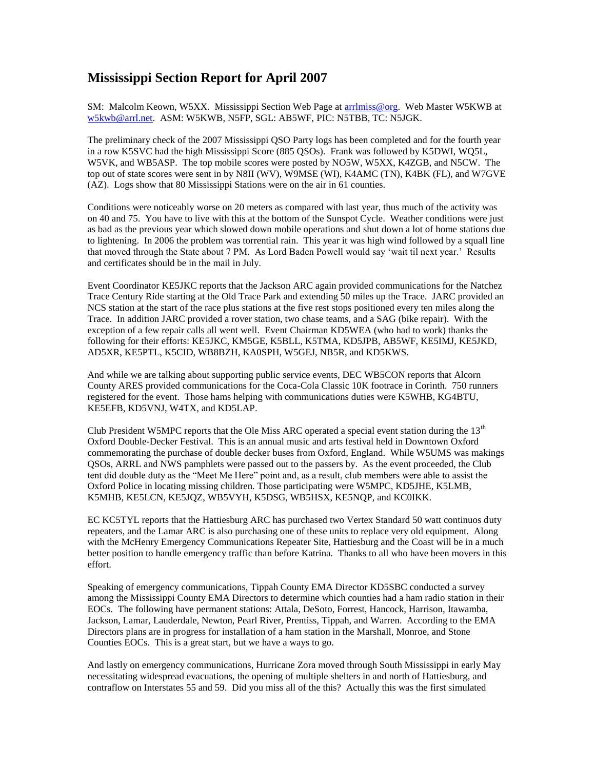# Mississippi Section Report for April 2007

SM: Malcolm Keown, W5XX. Mississippi Section Web Page at arrlmiss@org. Web Master W5KWB at w5kwb@arrl.net. ASM: W5KWB, N5FP, SGL: AB5WF, PIC: N5TBB, TC: N5JGK.

The preliminary check of the 2007 Mississippi QSO Party logs has been completed and for the fourth year in a row K5SVC had the high Mississippi Score (885 QSOs). Frank was followed by K5DWI, WQ5L, W5VK, and WB5ASP. The top mobile scores were posted by NO5W, W5XX, K4ZGB, and N5CW. The top out of state scores were sent in by N8II (WV), W9MSE (WI), K4AMC (TN), K4BK (FL), and W7GVE (AZ). Logs show that 80 Mississippi Stations were on the air in 61 counties.

Conditions were noticeably worse on 20 meters as compared with last year, thus much of the activity was on 40 and 75. You have to live with this at the bottom of the Sunspot Cycle. Weather conditions were just as bad as the previous year which slowed down mobile operations and shut down a lot of home stations due to lightening. In 2006 the problem was torrential rain. This year it was high wind followed by a squall line that moved through the State about 7 PM. As Lord Baden Powell would say 'wait til next year.' Results and certificates should be in the mail in July.

Event Coordinator KE5JKC reports that the Jackson ARC again provided communications for the Natchez Trace Century Ride starting at the Old Trace Park and extending 50 miles up the Trace. JARC provided an NCS station at the start of the race plus stations at the five rest stops positioned every ten miles along the Trace. In addition JARC provided a rover station, two chase teams, and a SAG (bike repair). With the exception of a few repair calls all went well. Event Chairman KD5WEA (who had to work) thanks the following for their efforts: KE5JKC, KM5GE, K5BLL, K5TMA, KD5JPB, AB5WF, KE5IMJ, KE5JKD, AD5XR, KE5PTL, K5CID, WB8BZH, KA0SPH, W5GEJ, NB5R, and KD5KWS.

And while we are talking about supporting public service events, DEC WB5CON reports that Alcorn County ARES provided communications for the Coca-Cola Classic 10K footrace in Corinth. 750 runners registered for the event. Those hams helping with communications duties were K5WHB, KG4BTU, KE5EFB, KD5VNJ, W4TX, and KD5LAP.

Club President W5MPC reports that the Ole Miss ARC operated a special event station during the 13th Oxford Double-Decker Festival. This is an annual music and arts festival held in Downtown Oxford commemorating the purchase of double decker buses from Oxford, England. While W5UMS was makings QSOs, ARRL and NWS pamphlets were passed out to the passers by. As the event proceeded, the Club tent did double duty as the "Meet Me Here" point and, as a result, club members were able to assist the Oxford Police in locating missing children. Those participating were W5MPC, KD5JHE, K5LMB, K5MHB, KE5LCN, KE5JQZ, WB5VYH, K5DSG, WB5HSX, KE5NQP, and KC0IKK.

EC KC5TYL reports that the Hattiesburg ARC has purchased two Vertex Standard 50 watt continuos duty repeaters, and the Lamar ARC is also purchasing one of these units to replace very old equipment. Along with the McHenry Emergency Communications Repeater Site, Hattiesburg and the Coast will be in a much better position to handle emergency traffic than before Katrina. Thanks to all who have been movers in this effort.

Speaking of emergency communications, Tippah County EMA Director KD5SBC conducted a survey among the Mississippi County EMA Directors to determine which counties had a ham radio station in their EOCs. The following have permanent stations: Attala, DeSoto, Forrest, Hancock, Harrison, Itawamba, Jackson, Lamar, Lauderdale, Newton, Pearl River, Prentiss, Tippah, and Warren. According to the EMA Directors plans are in progress for installation of a ham station in the Marshall, Monroe, and Stone Counties EOCs. This is a great start, but we have a ways to go.

And lastly on emergency communications, Hurricane Zora moved through South Mississippi in early May necessitating widespread evacuations, the opening of multiple shelters in and north of Hattiesburg, and contraflow on Interstates 55 and 59. Did you miss all of the this? Actually this was the first simulated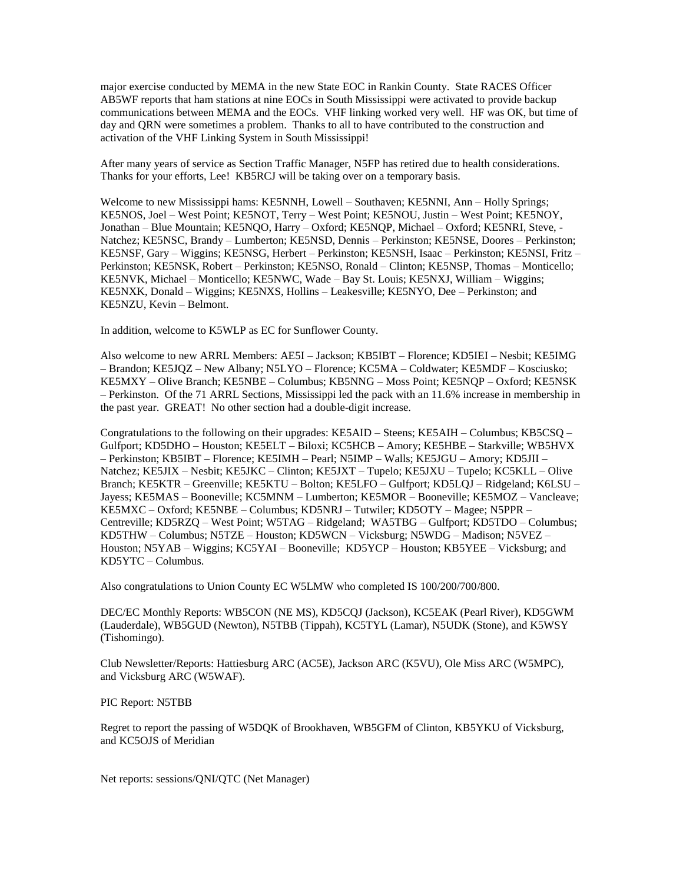major exercise conducted by MEMA in the new State EOC in Rankin County. State RACES Officer AB5WF reports that ham stations at nine EOCs in South Mississippi were activated to provide backup communications between MEMA and the EOCs. VHF linking worked very well. HF was OK, but time of day and QRN were sometimes a problem. Thanks to all to have contributed to the construction and activation of the VHF Linking System in South Mississippi!

After many years of service as Section Traffic Manager, N5FP has retired due to health considerations. Thanks for your efforts, Lee! KB5RCJ will be taking over on a temporary basis.

Welcome to new Mississippi hams: KE5NNH, Lowell – Southaven; KE5NNI, Ann – Holly Springs; KE5NOS, Joel – West Point; KE5NOT, Terry – West Point; KE5NOU, Justin – West Point; KE5NOY, Jonathan – Blue Mountain; KE5NQO, Harry – Oxford; KE5NQP, Michael – Oxford; KE5NRI, Steve, - Natchez; KE5NSC, Brandy – Lumberton; KE5NSD, Dennis – Perkinston; KE5NSE, Doores – Perkinston; KE5NSF, Gary – Wiggins; KE5NSG, Herbert – Perkinston; KE5NSH, Isaac – Perkinston; KE5NSI, Fritz – Perkinston; KE5NSK, Robert – Perkinston; KE5NSO, Ronald – Clinton; KE5NSP, Thomas – Monticello; KE5NVK, Michael – Monticello; KE5NWC, Wade – Bay St. Louis; KE5NXJ, William – Wiggins; KE5NXK, Donald – Wiggins; KE5NXS, Hollins – Leakesville; KE5NYO, Dee – Perkinston; and KE5NZU, Kevin – Belmont.

In addition, welcome to K5WLP as EC for Sunflower County.

Also welcome to new ARRL Members: AE5I – Jackson; KB5IBT – Florence; KD5IEI – Nesbit; KE5IMG – Brandon; KE5JQZ – New Albany; N5LYO – Florence; KC5MA – Coldwater; KE5MDF – Kosciusko; KE5MXY – Olive Branch; KE5NBE – Columbus; KB5NNG – Moss Point; KE5NQP – Oxford; KE5NSK – Perkinston. Of the 71 ARRL Sections, Mississippi led the pack with an 11.6% increase in membership in the past year. GREAT! No other section had a double-digit increase.

Congratulations to the following on their upgrades: KE5AID – Steens; KE5AIH – Columbus; KB5CSQ – Gulfport; KD5DHO – Houston; KE5ELT – Biloxi; KC5HCB – Amory; KE5HBE – Starkville; WB5HVX – Perkinston; KB5IBT – Florence; KE5IMH – Pearl; N5IMP – Walls; KE5JGU – Amory; KD5JII – Natchez; KE5JIX – Nesbit; KE5JKC – Clinton; KE5JXT – Tupelo; KE5JXU – Tupelo; KC5KLL – Olive Branch; KE5KTR – Greenville; KE5KTU – Bolton; KE5LFO – Gulfport; KD5LQJ – Ridgeland; K6LSU – Jayess; KE5MAS – Booneville; KC5MNM – Lumberton; KE5MOR – Booneville; KE5MOZ – Vancleave; KE5MXC – Oxford; KE5NBE – Columbus; KD5NRJ – Tutwiler; KD5OTY – Magee; N5PPR – Centreville; KD5RZQ – West Point; W5TAG – Ridgeland; WA5TBG – Gulfport; KD5TDO – Columbus; KD5THW – Columbus; N5TZE – Houston; KD5WCN – Vicksburg; N5WDG – Madison; N5VEZ – Houston; N5YAB – Wiggins; KC5YAI – Booneville; KD5YCP – Houston; KB5YEE – Vicksburg; and KD5YTC – Columbus.

Also congratulations to Union County EC W5LMW who completed IS 100/200/700/800.

DEC/EC Monthly Reports: WB5CON (NE MS), KD5CQJ (Jackson), KC5EAK (Pearl River), KD5GWM (Lauderdale), WB5GUD (Newton), N5TBB (Tippah), KC5TYL (Lamar), N5UDK (Stone), and K5WSY (Tishomingo).

Club Newsletter/Reports: Hattiesburg ARC (AC5E), Jackson ARC (K5VU), Ole Miss ARC (W5MPC), and Vicksburg ARC (W5WAF).

PIC Report: N5TBB

Regret to report the passing of W5DQK of Brookhaven, WB5GFM of Clinton, KB5YKU of Vicksburg, and KC5OJS of Meridian

Net reports: sessions/QNI/QTC (Net Manager)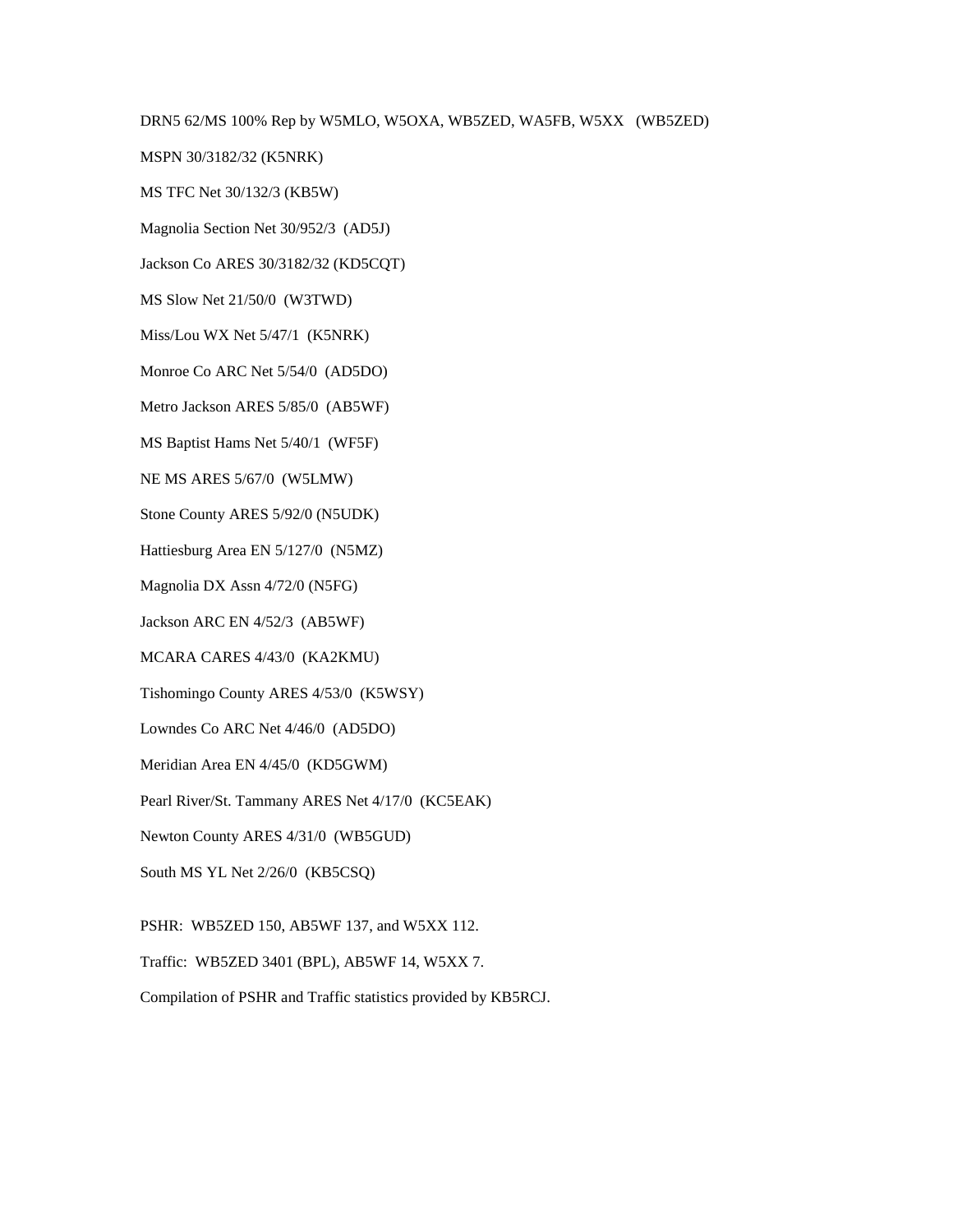DRN5 62/MS 100% Rep by W5MLO, W5OXA, WB5ZED, WA5FB, W5XX (WB5ZED)

MSPN 30/3182/32 (K5NRK)

MS TFC Net 30/132/3 (KB5W)

Magnolia Section Net 30/952/3 (AD5J)

Jackson Co ARES 30/3182/32 (KD5CQT)

MS Slow Net 21/50/0 (W3TWD)

Miss/Lou WX Net 5/47/1 (K5NRK)

Monroe Co ARC Net 5/54/0 (AD5DO)

Metro Jackson ARES 5/85/0 (AB5WF)

MS Baptist Hams Net 5/40/1 (WF5F)

NE MS ARES 5/67/0 (W5LMW)

Stone County ARES 5/92/0 (N5UDK)

Hattiesburg Area EN 5/127/0 (N5MZ)

Magnolia DX Assn 4/72/0 (N5FG)

Jackson ARC EN 4/52/3 (AB5WF)

MCARA CARES 4/43/0 (KA2KMU)

Tishomingo County ARES 4/53/0 (K5WSY)

Lowndes Co ARC Net 4/46/0 (AD5DO)

Meridian Area EN 4/45/0 (KD5GWM)

Pearl River/St. Tammany ARES Net 4/17/0 (KC5EAK)

Newton County ARES 4/31/0 (WB5GUD)

South MS YL Net 2/26/0 (KB5CSQ)

PSHR: WB5ZED 150, AB5WF 137, and W5XX 112.

Traffic: WB5ZED 3401 (BPL), AB5WF 14, W5XX 7.

Compilation of PSHR and Traffic statistics provided by KB5RCJ.